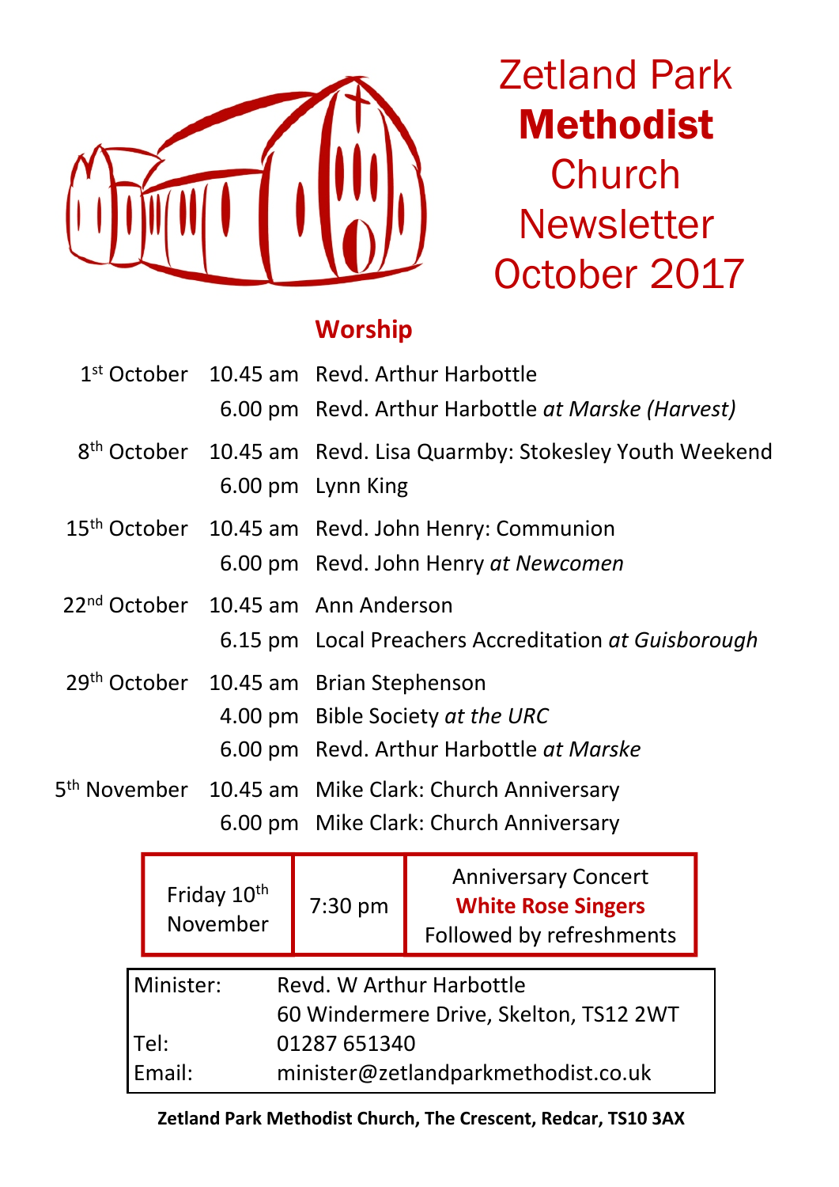# Zetland Park **Methodist** Church Newsletter October 2017

## Worship

| | | |
|---|---|---|
| 1st October | 10.45 am | Revd. Arthur Harbottle |
| | 6.00 pm | Revd. Arthur Harbottle *at Marske (Harvest)* |
| 8th October | 10.45 am | Revd. Lisa Quarmby: Stokesley Youth Weekend |
| | 6.00 pm | Lynn King |
| 15th October | 10.45 am | Revd. John Henry: Communion |
| | 6.00 pm | Revd. John Henry *at Newcomen* |
| 22nd October | 10.45 am | Ann Anderson |
| | 6.15 pm | Local Preachers Accreditation *at Guisborough* |
| 29th October | 10.45 am | Brian Stephenson |
| | 4.00 pm | Bible Society *at the URC* |
| | 6.00 pm | Revd. Arthur Harbottle *at Marske* |
| 5th November | 10.45 am | Mike Clark: Church Anniversary |
| | 6.00 pm | Mike Clark: Church Anniversary |

| | | |
|---|---|---|
| Friday 10th November | 7:30 pm | Anniversary Concert **White Rose Singers** Followed by refreshments |

| | |
|---|---|
| Minister: | Revd. W Arthur Harbottle |
| | 60 Windermere Drive, Skelton, TS12 2WT |
| Tel: | 01287 651340 |
| Email: | minister@zetlandparkmethodist.co.uk |

**Zetland Park Methodist Church, The Crescent, Redcar, TS10 3AX**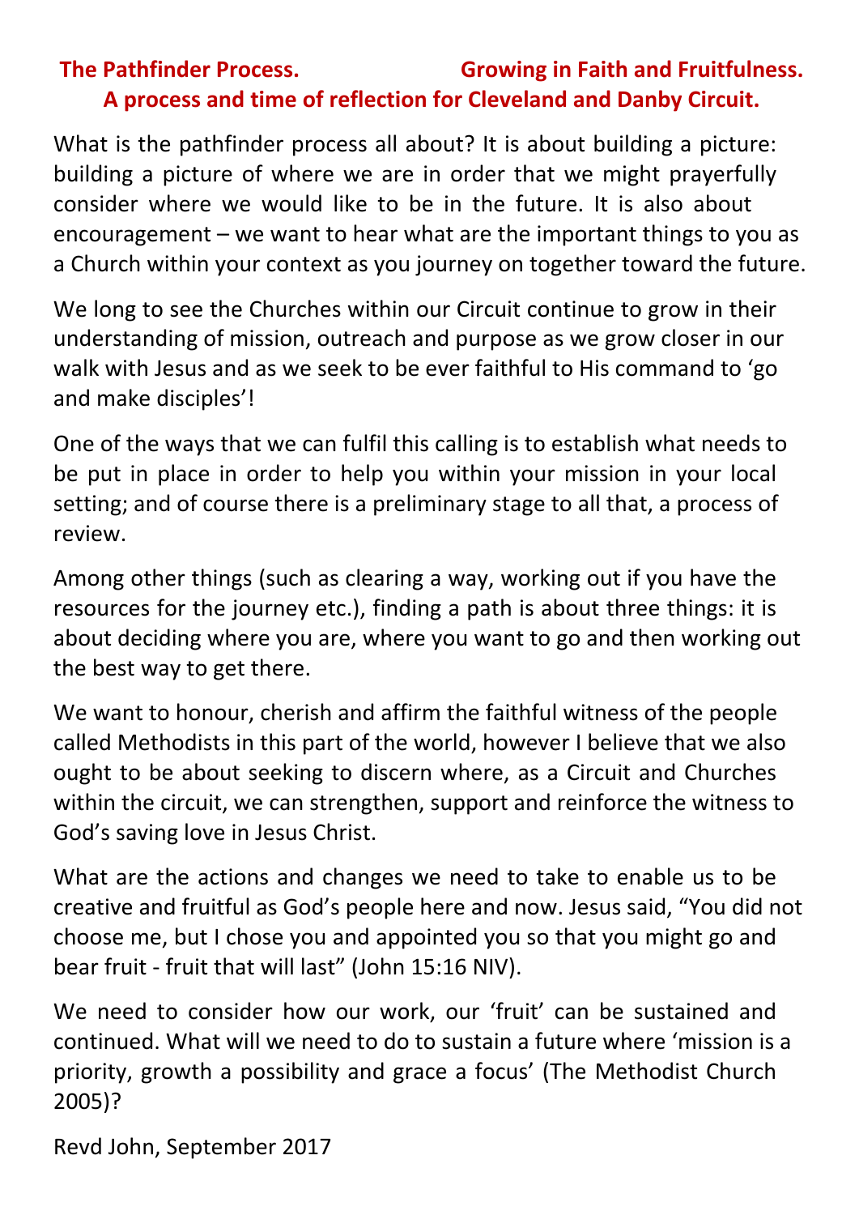**The Pathfinder Process. Growing in Faith and Fruitfulness.**
**A process and time of reflection for Cleveland and Danby Circuit.**

What is the pathfinder process all about? It is about building a picture: building a picture of where we are in order that we might prayerfully consider where we would like to be in the future. It is also about encouragement – we want to hear what are the important things to you as a Church within your context as you journey on together toward the future.

We long to see the Churches within our Circuit continue to grow in their understanding of mission, outreach and purpose as we grow closer in our walk with Jesus and as we seek to be ever faithful to His command to 'go and make disciples'!

One of the ways that we can fulfil this calling is to establish what needs to be put in place in order to help you within your mission in your local setting; and of course there is a preliminary stage to all that, a process of review.

Among other things (such as clearing a way, working out if you have the resources for the journey etc.), finding a path is about three things: it is about deciding where you are, where you want to go and then working out the best way to get there.

We want to honour, cherish and affirm the faithful witness of the people called Methodists in this part of the world, however I believe that we also ought to be about seeking to discern where, as a Circuit and Churches within the circuit, we can strengthen, support and reinforce the witness to God's saving love in Jesus Christ.

What are the actions and changes we need to take to enable us to be creative and fruitful as God's people here and now. Jesus said, "You did not choose me, but I chose you and appointed you so that you might go and bear fruit - fruit that will last" (John 15:16 NIV).

We need to consider how our work, our 'fruit' can be sustained and continued. What will we need to do to sustain a future where 'mission is a priority, growth a possibility and grace a focus' (The Methodist Church 2005)?

Revd John, September 2017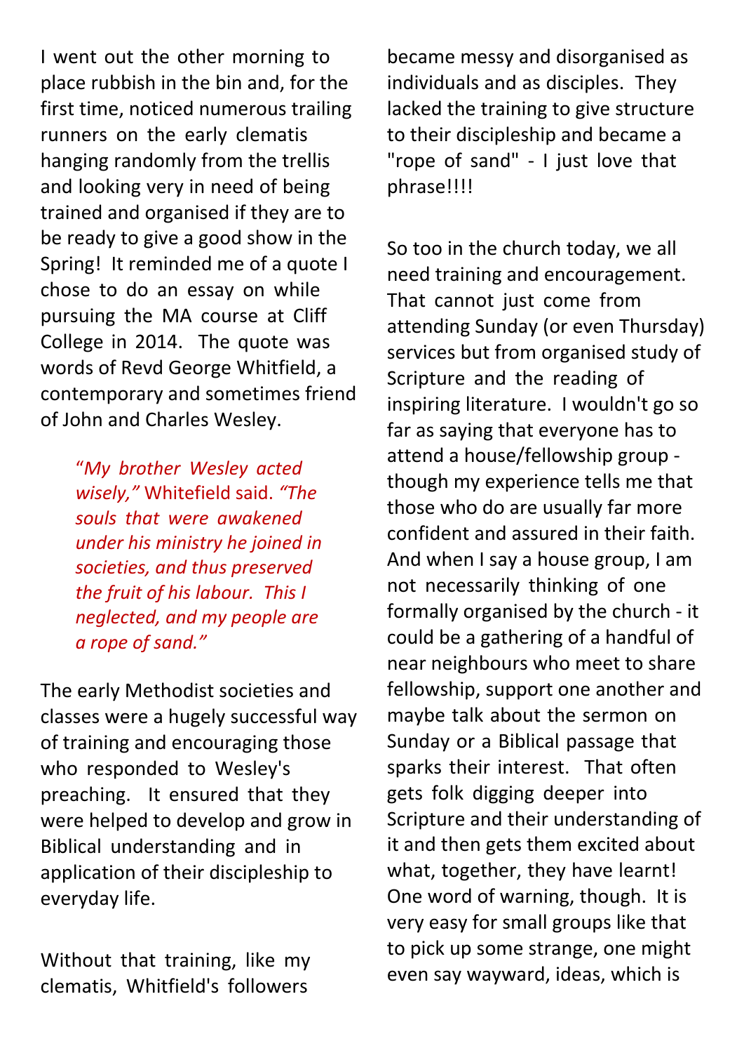I went out the other morning to place rubbish in the bin and, for the first time, noticed numerous trailing runners on the early clematis hanging randomly from the trellis and looking very in need of being trained and organised if they are to be ready to give a good show in the Spring! It reminded me of a quote I chose to do an essay on while pursuing the MA course at Cliff College in 2014. The quote was words of Revd George Whitfield, a contemporary and sometimes friend of John and Charles Wesley.

> "*My brother Wesley acted wisely,"* Whitefield said. *"The souls that were awakened under his ministry he joined in societies, and thus preserved the fruit of his labour. This I neglected, and my people are a rope of sand."*

The early Methodist societies and classes were a hugely successful way of training and encouraging those who responded to Wesley's preaching. It ensured that they were helped to develop and grow in Biblical understanding and in application of their discipleship to everyday life.

Without that training, like my clematis, Whitfield's followers became messy and disorganised as individuals and as disciples. They lacked the training to give structure to their discipleship and became a "rope of sand" - I just love that phrase!!!!

So too in the church today, we all need training and encouragement. That cannot just come from attending Sunday (or even Thursday) services but from organised study of Scripture and the reading of inspiring literature. I wouldn't go so far as saying that everyone has to attend a house/fellowship group - though my experience tells me that those who do are usually far more confident and assured in their faith. And when I say a house group, I am not necessarily thinking of one formally organised by the church - it could be a gathering of a handful of near neighbours who meet to share fellowship, support one another and maybe talk about the sermon on Sunday or a Biblical passage that sparks their interest. That often gets folk digging deeper into Scripture and their understanding of it and then gets them excited about what, together, they have learnt! One word of warning, though. It is very easy for small groups like that to pick up some strange, one might even say wayward, ideas, which is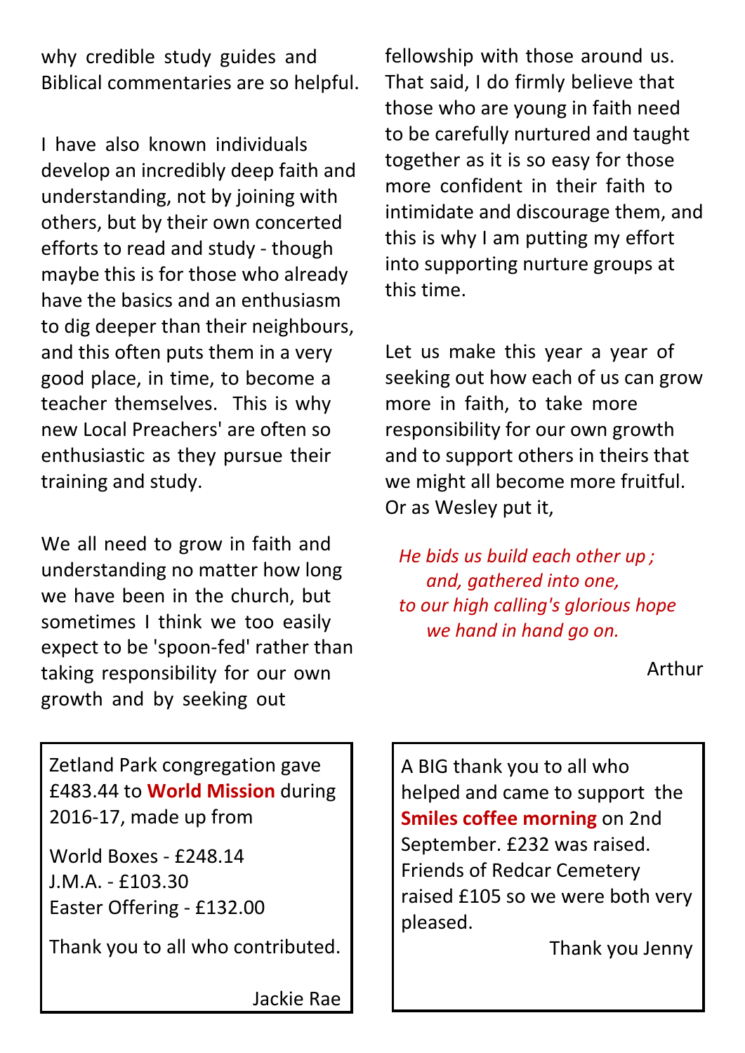why credible study guides and Biblical commentaries are so helpful.

I have also known individuals develop an incredibly deep faith and understanding, not by joining with others, but by their own concerted efforts to read and study - though maybe this is for those who already have the basics and an enthusiasm to dig deeper than their neighbours, and this often puts them in a very good place, in time, to become a teacher themselves. This is why new Local Preachers' are often so enthusiastic as they pursue their training and study.

We all need to grow in faith and understanding no matter how long we have been in the church, but sometimes I think we too easily expect to be 'spoon-fed' rather than taking responsibility for our own growth and by seeking out fellowship with those around us. That said, I do firmly believe that those who are young in faith need to be carefully nurtured and taught together as it is so easy for those more confident in their faith to intimidate and discourage them, and this is why I am putting my effort into supporting nurture groups at this time.

Let us make this year a year of seeking out how each of us can grow more in faith, to take more responsibility for our own growth and to support others in theirs that we might all become more fruitful. Or as Wesley put it,

*He bids us build each other up ;*
*and, gathered into one,*
*to our high calling's glorious hope*
*we hand in hand go on.*

Arthur

---

Zetland Park congregation gave £483.44 to **World Mission** during 2016-17, made up from

World Boxes - £248.14
J.M.A. - £103.30
Easter Offering - £132.00

Thank you to all who contributed.

Jackie Rae

---

A BIG thank you to all who helped and came to support the **Smiles coffee morning** on 2nd September. £232 was raised. Friends of Redcar Cemetery raised £105 so we were both very pleased.

Thank you Jenny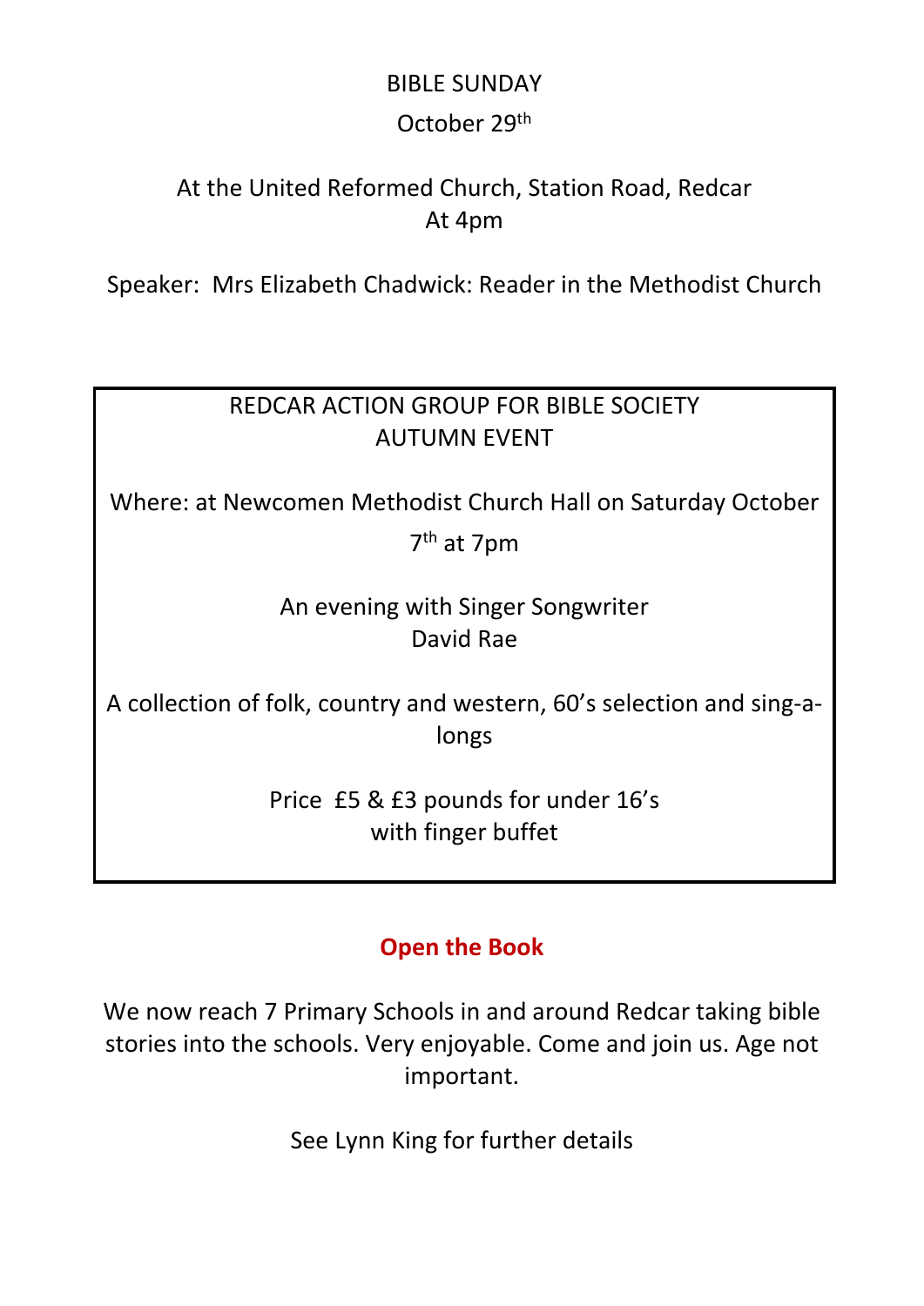BIBLE SUNDAY

October 29th

At the United Reformed Church, Station Road, Redcar
At 4pm

Speaker: Mrs Elizabeth Chadwick: Reader in the Methodist Church

REDCAR ACTION GROUP FOR BIBLE SOCIETY
AUTUMN EVENT

Where: at Newcomen Methodist Church Hall on Saturday October 7th at 7pm

An evening with Singer Songwriter
David Rae

A collection of folk, country and western, 60's selection and sing-a-longs

Price £5 & £3 pounds for under 16's
with finger buffet

**Open the Book**

We now reach 7 Primary Schools in and around Redcar taking bible stories into the schools. Very enjoyable. Come and join us. Age not important.

See Lynn King for further details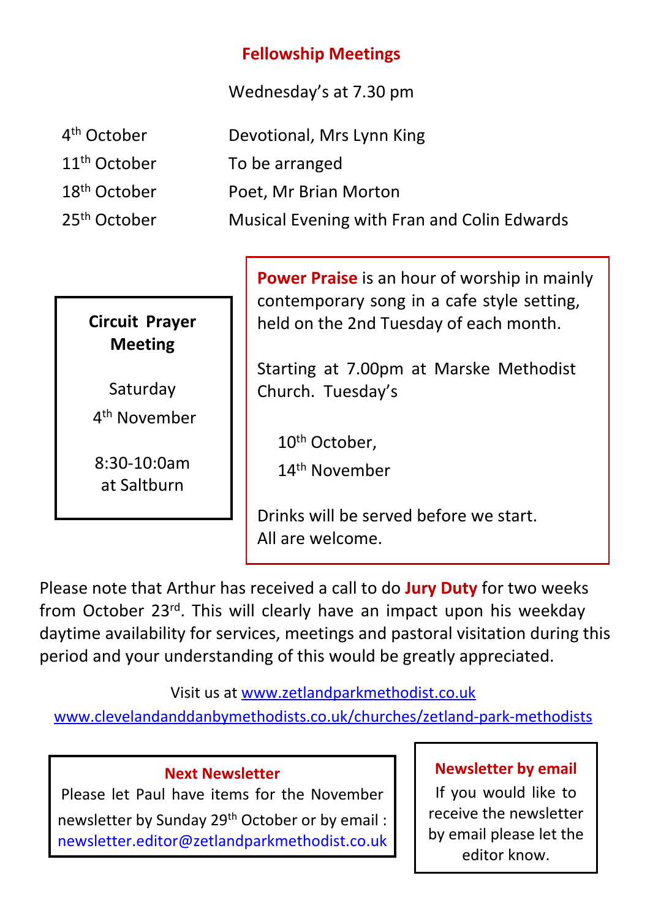## Fellowship Meetings

Wednesday's at 7.30 pm

| | |
|---|---|
| 4th October | Devotional, Mrs Lynn King |
| 11th October | To be arranged |
| 18th October | Poet, Mr Brian Morton |
| 25th October | Musical Evening with Fran and Colin Edwards |

**Circuit Prayer Meeting**

Saturday

4th November

8:30-10:0am at Saltburn

**Power Praise** is an hour of worship in mainly contemporary song in a cafe style setting, held on the 2nd Tuesday of each month.

Starting at 7.00pm at Marske Methodist Church. Tuesday's

10th October,

14th November

Drinks will be served before we start.
All are welcome.

Please note that Arthur has received a call to do **Jury Duty** for two weeks from October 23rd. This will clearly have an impact upon his weekday daytime availability for services, meetings and pastoral visitation during this period and your understanding of this would be greatly appreciated.

Visit us at www.zetlandparkmethodist.co.uk
www.clevelandanddanbymethodists.co.uk/churches/zetland-park-methodists

**Next Newsletter**

Please let Paul have items for the November newsletter by Sunday 29th October or by email : newsletter.editor@zetlandparkmethodist.co.uk

**Newsletter by email**

If you would like to receive the newsletter by email please let the editor know.